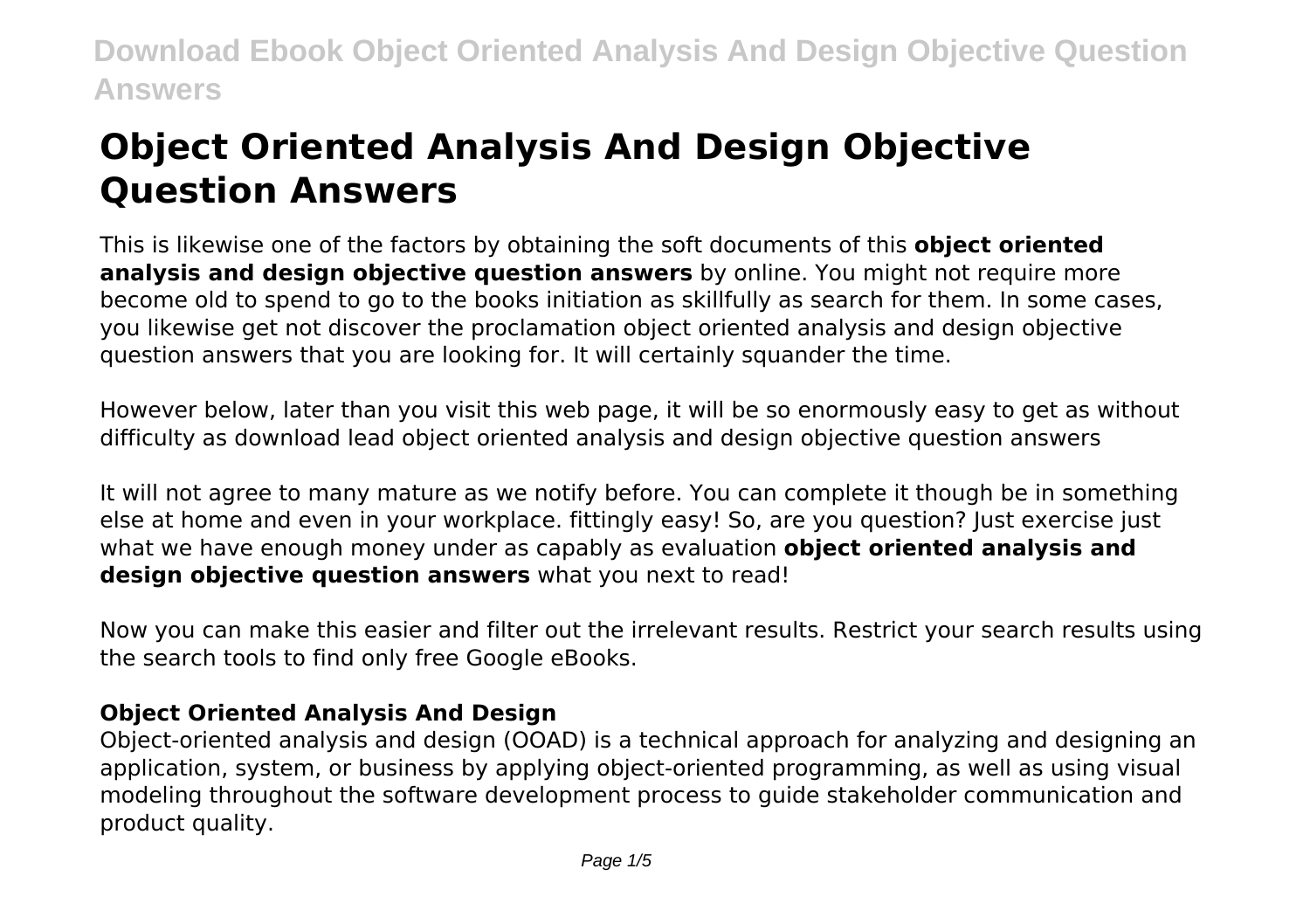# Object Oriented Analysis And Design Objective Question Answers

This is likewise one of the factors by obtaining the soft documents of this **object oriented analysis and design objective question answers** by online. You might not require more become old to spend to go to the books initiation as skillfully as search for them. In some cases, you likewise get not discover the proclamation object oriented analysis and design objective question answers that you are looking for. It will certainly squander the time.

However below, later than you visit this web page, it will be so enormously easy to get as without difficulty as download lead object oriented analysis and design objective question answers

It will not agree to many mature as we notify before. You can complete it though be in something else at home and even in your workplace. fittingly easy! So, are you question? Just exercise just what we have enough money under as capably as evaluation **object oriented analysis and design objective question answers** what you next to read!

Now you can make this easier and filter out the irrelevant results. Restrict your search results using the search tools to find only free Google eBooks.

### Object Oriented Analysis And Design

Object-oriented analysis and design (OOAD) is a technical approach for analyzing and designing an application, system, or business by applying object-oriented programming, as well as using visual modeling throughout the software development process to guide stakeholder communication and product quality.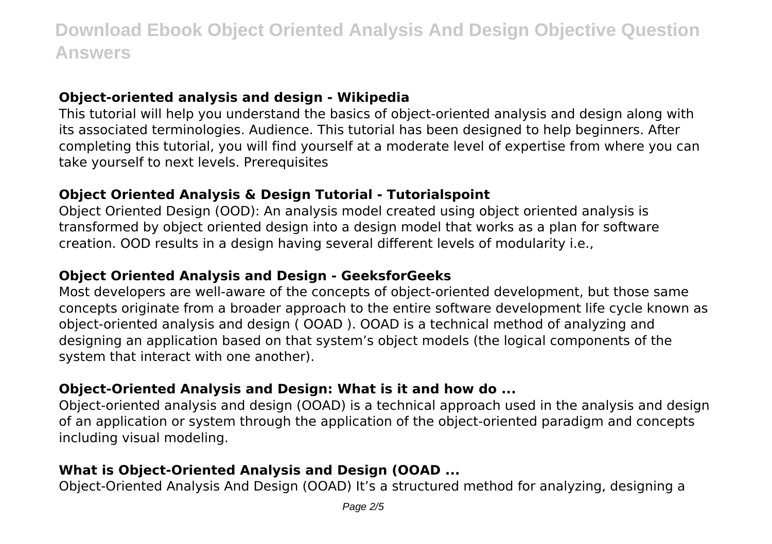### Object-oriented analysis and design - Wikipedia

This tutorial will help you understand the basics of object-oriented analysis and design along with its associated terminologies. Audience. This tutorial has been designed to help beginners. After completing this tutorial, you will find yourself at a moderate level of expertise from where you can take yourself to next levels. Prerequisites

### Object Oriented Analysis & Design Tutorial - Tutorialspoint

Object Oriented Design (OOD): An analysis model created using object oriented analysis is transformed by object oriented design into a design model that works as a plan for software creation. OOD results in a design having several different levels of modularity i.e.,

### Object Oriented Analysis and Design - GeeksforGeeks

Most developers are well-aware of the concepts of object-oriented development, but those same concepts originate from a broader approach to the entire software development life cycle known as object-oriented analysis and design ( OOAD ). OOAD is a technical method of analyzing and designing an application based on that system's object models (the logical components of the system that interact with one another).

### Object-Oriented Analysis and Design: What is it and how do ...

Object-oriented analysis and design (OOAD) is a technical approach used in the analysis and design of an application or system through the application of the object-oriented paradigm and concepts including visual modeling.

### What is Object-Oriented Analysis and Design (OOAD ...

Object-Oriented Analysis And Design (OOAD) It's a structured method for analyzing, designing a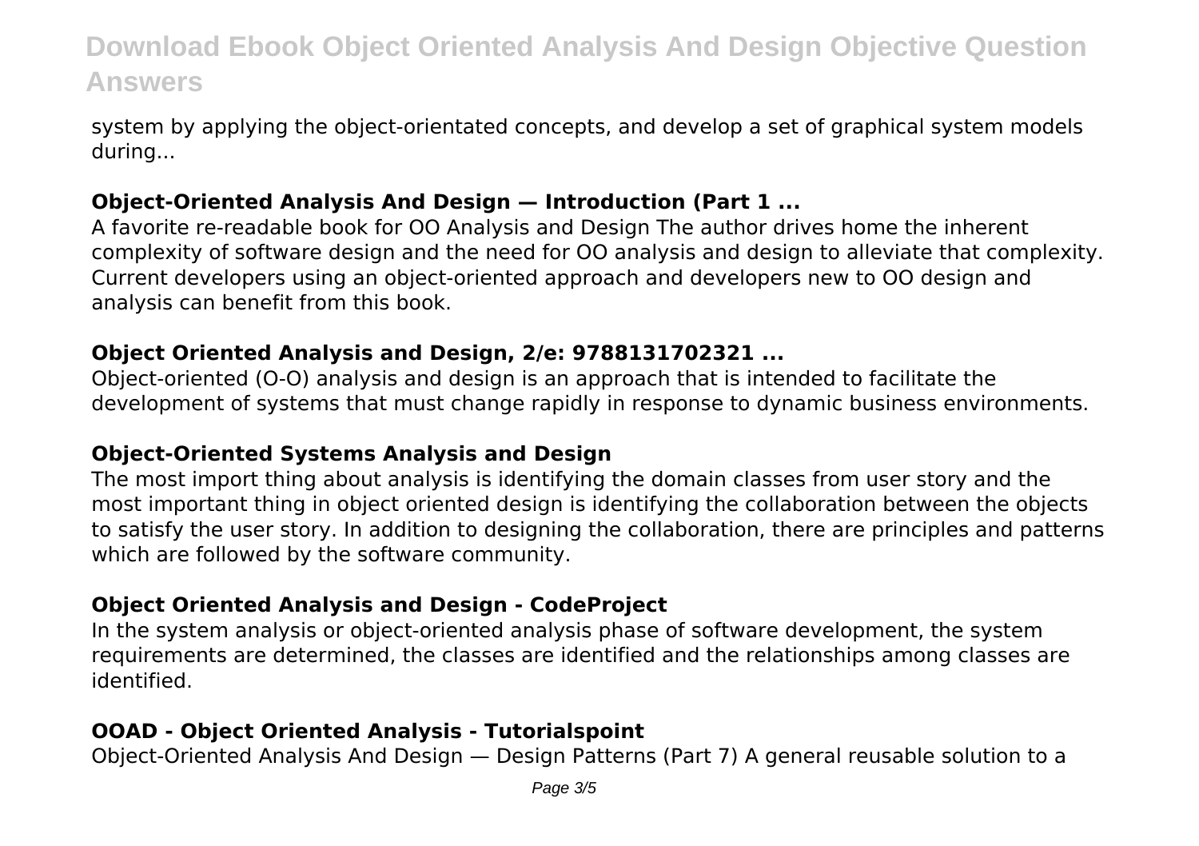system by applying the object-orientated concepts, and develop a set of graphical system models during...

### Object-Oriented Analysis And Design — Introduction (Part 1 ...

A favorite re-readable book for OO Analysis and Design The author drives home the inherent complexity of software design and the need for OO analysis and design to alleviate that complexity. Current developers using an object-oriented approach and developers new to OO design and analysis can benefit from this book.

### Object Oriented Analysis and Design, 2/e: 9788131702321 ...

Object-oriented (O-O) analysis and design is an approach that is intended to facilitate the development of systems that must change rapidly in response to dynamic business environments.

### Object-Oriented Systems Analysis and Design

The most import thing about analysis is identifying the domain classes from user story and the most important thing in object oriented design is identifying the collaboration between the objects to satisfy the user story. In addition to designing the collaboration, there are principles and patterns which are followed by the software community.

### Object Oriented Analysis and Design - CodeProject

In the system analysis or object-oriented analysis phase of software development, the system requirements are determined, the classes are identified and the relationships among classes are identified.

### OOAD - Object Oriented Analysis - Tutorialspoint

Object-Oriented Analysis And Design — Design Patterns (Part 7) A general reusable solution to a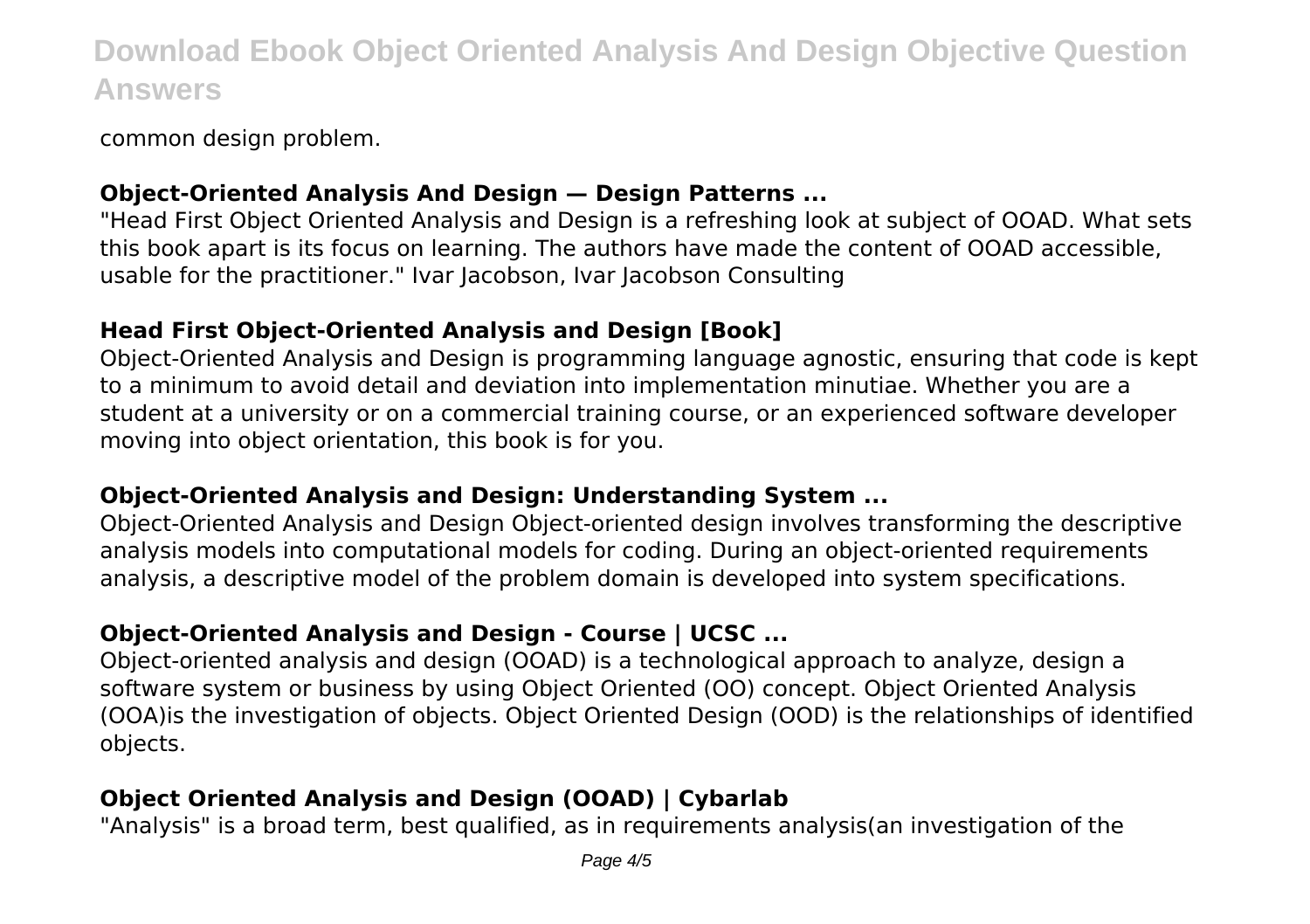common design problem.

### Object-Oriented Analysis And Design — Design Patterns ...

"Head First Object Oriented Analysis and Design is a refreshing look at subject of OOAD. What sets this book apart is its focus on learning. The authors have made the content of OOAD accessible, usable for the practitioner." Ivar Jacobson, Ivar Jacobson Consulting

### Head First Object-Oriented Analysis and Design [Book]

Object-Oriented Analysis and Design is programming language agnostic, ensuring that code is kept to a minimum to avoid detail and deviation into implementation minutiae. Whether you are a student at a university or on a commercial training course, or an experienced software developer moving into object orientation, this book is for you.

### Object-Oriented Analysis and Design: Understanding System ...

Object-Oriented Analysis and Design Object-oriented design involves transforming the descriptive analysis models into computational models for coding. During an object-oriented requirements analysis, a descriptive model of the problem domain is developed into system specifications.

### Object-Oriented Analysis and Design - Course | UCSC ...

Object-oriented analysis and design (OOAD) is a technological approach to analyze, design a software system or business by using Object Oriented (OO) concept. Object Oriented Analysis (OOA)is the investigation of objects. Object Oriented Design (OOD) is the relationships of identified objects.

### Object Oriented Analysis and Design (OOAD) | Cybarlab

"Analysis" is a broad term, best qualified, as in requirements analysis(an investigation of the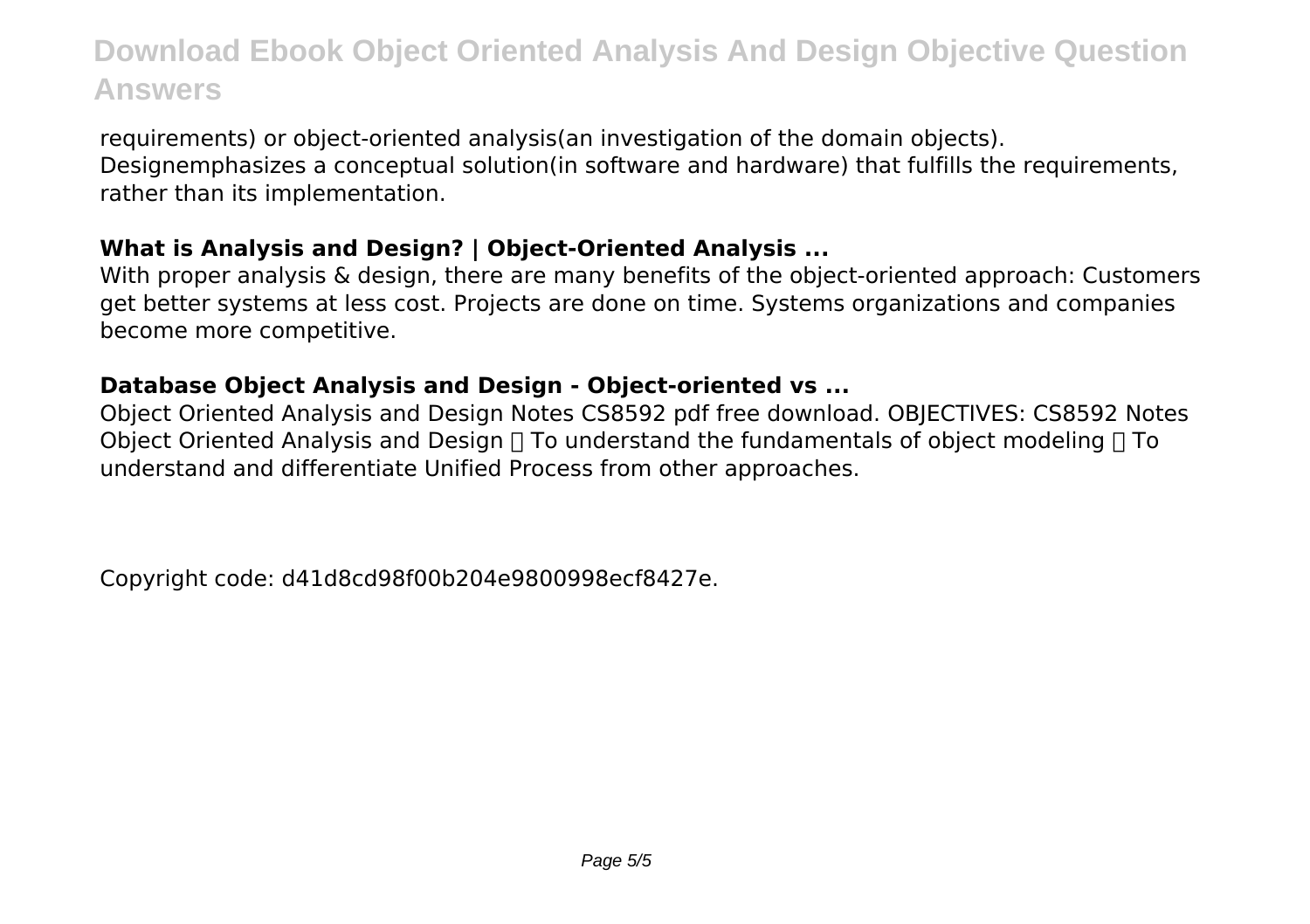requirements) or object-oriented analysis(an investigation of the domain objects). Designemphasizes a conceptual solution(in software and hardware) that fulfills the requirements, rather than its implementation.

**What is Analysis and Design? | Object-Oriented Analysis ...**

With proper analysis & design, there are many benefits of the object-oriented approach: Customers get better systems at less cost. Projects are done on time. Systems organizations and companies become more competitive.

**Database Object Analysis and Design - Object-oriented vs ...**

Object Oriented Analysis and Design Notes CS8592 pdf free download. OBJECTIVES: CS8592 Notes Object Oriented Analysis and Design  To understand the fundamentals of object modeling  To understand and differentiate Unified Process from other approaches.

Copyright code: d41d8cd98f00b204e9800998ecf8427e.